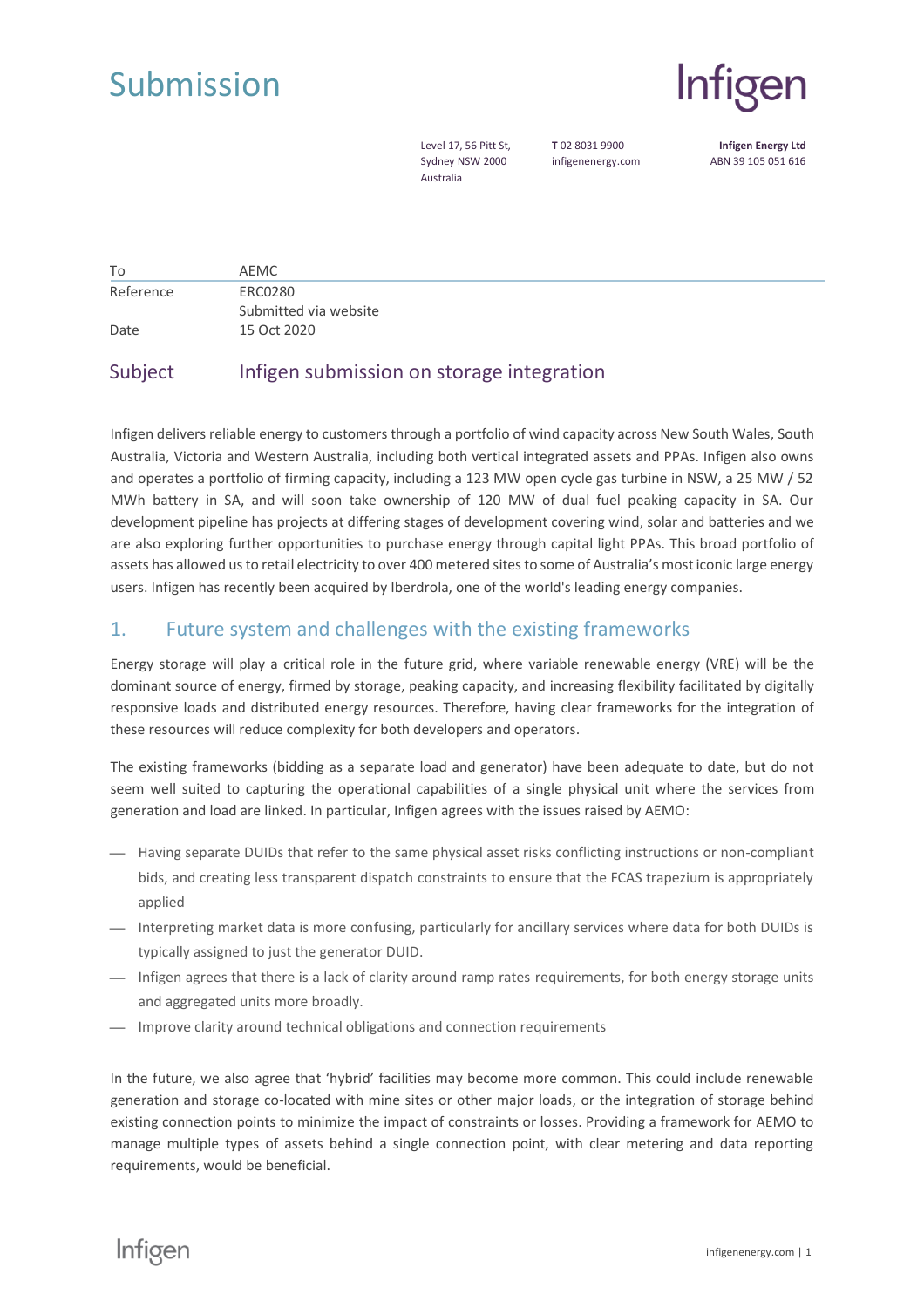# Submission

Infigen

Level 17, 56 Pitt St,
Sydney NSW 2000
Australia

**T** 02 8031 9900
infigenenergy.com

**Infigen Energy Ltd**
ABN 39 105 051 616

| | |
|---|---|
| To | AEMC |
| Reference | ERC0280 Submitted via website |
| Date | 15 Oct 2020 |

## Subject Infigen submission on storage integration

Infigen delivers reliable energy to customers through a portfolio of wind capacity across New South Wales, South Australia, Victoria and Western Australia, including both vertical integrated assets and PPAs. Infigen also owns and operates a portfolio of firming capacity, including a 123 MW open cycle gas turbine in NSW, a 25 MW / 52 MWh battery in SA, and will soon take ownership of 120 MW of dual fuel peaking capacity in SA. Our development pipeline has projects at differing stages of development covering wind, solar and batteries and we are also exploring further opportunities to purchase energy through capital light PPAs. This broad portfolio of assets has allowed us to retail electricity to over 400 metered sites to some of Australia's most iconic large energy users. Infigen has recently been acquired by Iberdrola, one of the world's leading energy companies.

## 1. Future system and challenges with the existing frameworks

Energy storage will play a critical role in the future grid, where variable renewable energy (VRE) will be the dominant source of energy, firmed by storage, peaking capacity, and increasing flexibility facilitated by digitally responsive loads and distributed energy resources. Therefore, having clear frameworks for the integration of these resources will reduce complexity for both developers and operators.

The existing frameworks (bidding as a separate load and generator) have been adequate to date, but do not seem well suited to capturing the operational capabilities of a single physical unit where the services from generation and load are linked. In particular, Infigen agrees with the issues raised by AEMO:

- Having separate DUIDs that refer to the same physical asset risks conflicting instructions or non-compliant bids, and creating less transparent dispatch constraints to ensure that the FCAS trapezium is appropriately applied
- Interpreting market data is more confusing, particularly for ancillary services where data for both DUIDs is typically assigned to just the generator DUID.
- Infigen agrees that there is a lack of clarity around ramp rates requirements, for both energy storage units and aggregated units more broadly.
- Improve clarity around technical obligations and connection requirements

In the future, we also agree that 'hybrid' facilities may become more common. This could include renewable generation and storage co-located with mine sites or other major loads, or the integration of storage behind existing connection points to minimize the impact of constraints or losses. Providing a framework for AEMO to manage multiple types of assets behind a single connection point, with clear metering and data reporting requirements, would be beneficial.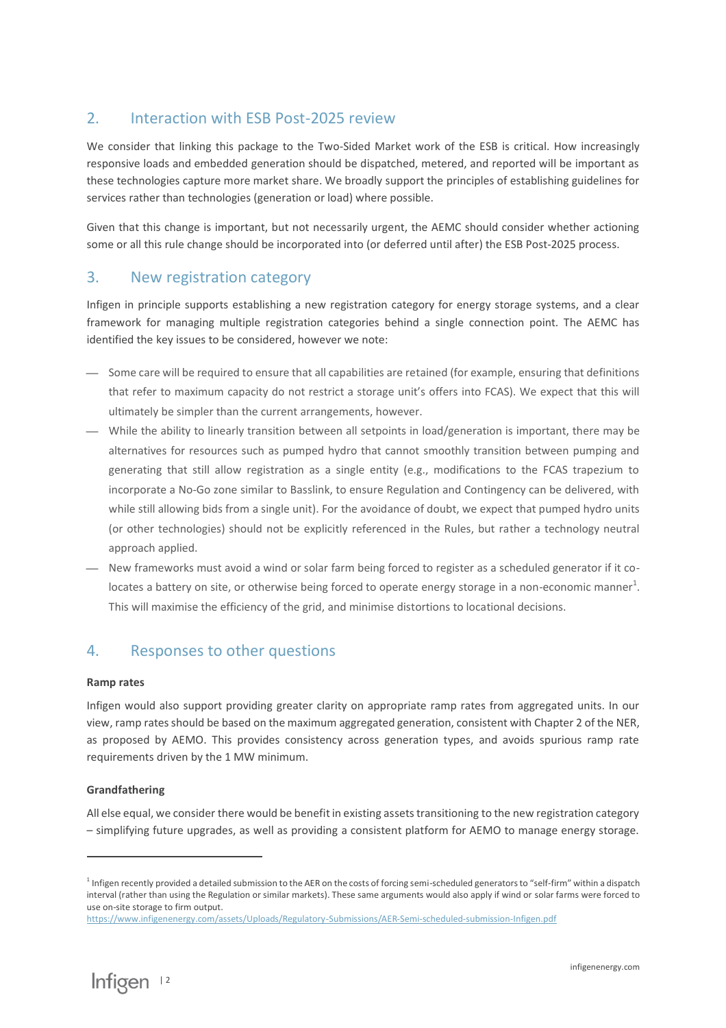## 2. Interaction with ESB Post-2025 review

We consider that linking this package to the Two-Sided Market work of the ESB is critical. How increasingly responsive loads and embedded generation should be dispatched, metered, and reported will be important as these technologies capture more market share. We broadly support the principles of establishing guidelines for services rather than technologies (generation or load) where possible.

Given that this change is important, but not necessarily urgent, the AEMC should consider whether actioning some or all this rule change should be incorporated into (or deferred until after) the ESB Post-2025 process.

## 3. New registration category

Infigen in principle supports establishing a new registration category for energy storage systems, and a clear framework for managing multiple registration categories behind a single connection point. The AEMC has identified the key issues to be considered, however we note:

- Some care will be required to ensure that all capabilities are retained (for example, ensuring that definitions that refer to maximum capacity do not restrict a storage unit's offers into FCAS). We expect that this will ultimately be simpler than the current arrangements, however.
- While the ability to linearly transition between all setpoints in load/generation is important, there may be alternatives for resources such as pumped hydro that cannot smoothly transition between pumping and generating that still allow registration as a single entity (e.g., modifications to the FCAS trapezium to incorporate a No-Go zone similar to Basslink, to ensure Regulation and Contingency can be delivered, with while still allowing bids from a single unit). For the avoidance of doubt, we expect that pumped hydro units (or other technologies) should not be explicitly referenced in the Rules, but rather a technology neutral approach applied.
- New frameworks must avoid a wind or solar farm being forced to register as a scheduled generator if it co-locates a battery on site, or otherwise being forced to operate energy storage in a non-economic manner[1]. This will maximise the efficiency of the grid, and minimise distortions to locational decisions.

## 4. Responses to other questions

**Ramp rates**

Infigen would also support providing greater clarity on appropriate ramp rates from aggregated units. In our view, ramp rates should be based on the maximum aggregated generation, consistent with Chapter 2 of the NER, as proposed by AEMO. This provides consistency across generation types, and avoids spurious ramp rate requirements driven by the 1 MW minimum.

**Grandfathering**

All else equal, we consider there would be benefit in existing assets transitioning to the new registration category – simplifying future upgrades, as well as providing a consistent platform for AEMO to manage energy storage.

---

[1] Infigen recently provided a detailed submission to the AER on the costs of forcing semi-scheduled generators to "self-firm" within a dispatch interval (rather than using the Regulation or similar markets). These same arguments would also apply if wind or solar farms were forced to use on-site storage to firm output.
https://www.infigenenergy.com/assets/Uploads/Regulatory-Submissions/AER-Semi-scheduled-submission-Infigen.pdf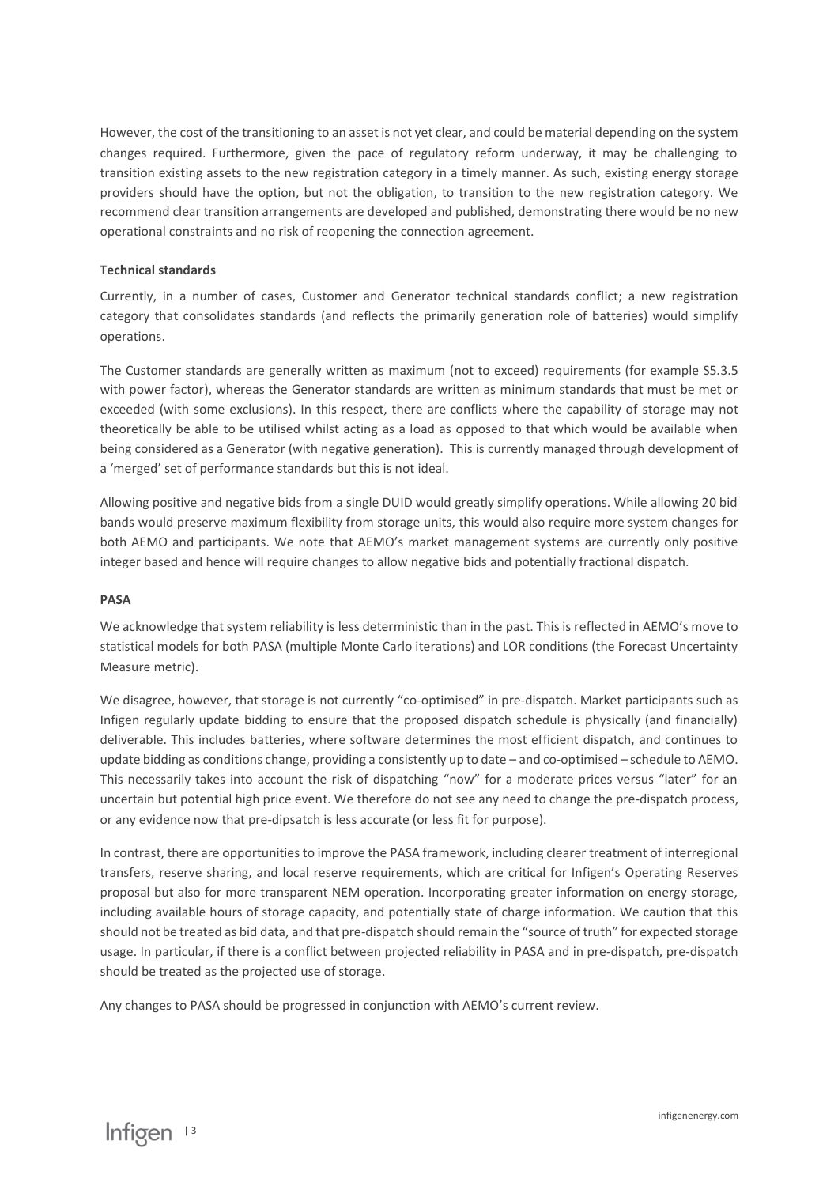However, the cost of the transitioning to an asset is not yet clear, and could be material depending on the system changes required. Furthermore, given the pace of regulatory reform underway, it may be challenging to transition existing assets to the new registration category in a timely manner. As such, existing energy storage providers should have the option, but not the obligation, to transition to the new registration category. We recommend clear transition arrangements are developed and published, demonstrating there would be no new operational constraints and no risk of reopening the connection agreement.

**Technical standards**

Currently, in a number of cases, Customer and Generator technical standards conflict; a new registration category that consolidates standards (and reflects the primarily generation role of batteries) would simplify operations.

The Customer standards are generally written as maximum (not to exceed) requirements (for example S5.3.5 with power factor), whereas the Generator standards are written as minimum standards that must be met or exceeded (with some exclusions). In this respect, there are conflicts where the capability of storage may not theoretically be able to be utilised whilst acting as a load as opposed to that which would be available when being considered as a Generator (with negative generation). This is currently managed through development of a 'merged' set of performance standards but this is not ideal.

Allowing positive and negative bids from a single DUID would greatly simplify operations. While allowing 20 bid bands would preserve maximum flexibility from storage units, this would also require more system changes for both AEMO and participants. We note that AEMO's market management systems are currently only positive integer based and hence will require changes to allow negative bids and potentially fractional dispatch.

**PASA**

We acknowledge that system reliability is less deterministic than in the past. This is reflected in AEMO's move to statistical models for both PASA (multiple Monte Carlo iterations) and LOR conditions (the Forecast Uncertainty Measure metric).

We disagree, however, that storage is not currently "co-optimised" in pre-dispatch. Market participants such as Infigen regularly update bidding to ensure that the proposed dispatch schedule is physically (and financially) deliverable. This includes batteries, where software determines the most efficient dispatch, and continues to update bidding as conditions change, providing a consistently up to date – and co-optimised – schedule to AEMO. This necessarily takes into account the risk of dispatching "now" for a moderate prices versus "later" for an uncertain but potential high price event. We therefore do not see any need to change the pre-dispatch process, or any evidence now that pre-dipsatch is less accurate (or less fit for purpose).

In contrast, there are opportunities to improve the PASA framework, including clearer treatment of interregional transfers, reserve sharing, and local reserve requirements, which are critical for Infigen's Operating Reserves proposal but also for more transparent NEM operation. Incorporating greater information on energy storage, including available hours of storage capacity, and potentially state of charge information. We caution that this should not be treated as bid data, and that pre-dispatch should remain the "source of truth" for expected storage usage. In particular, if there is a conflict between projected reliability in PASA and in pre-dispatch, pre-dispatch should be treated as the projected use of storage.

Any changes to PASA should be progressed in conjunction with AEMO's current review.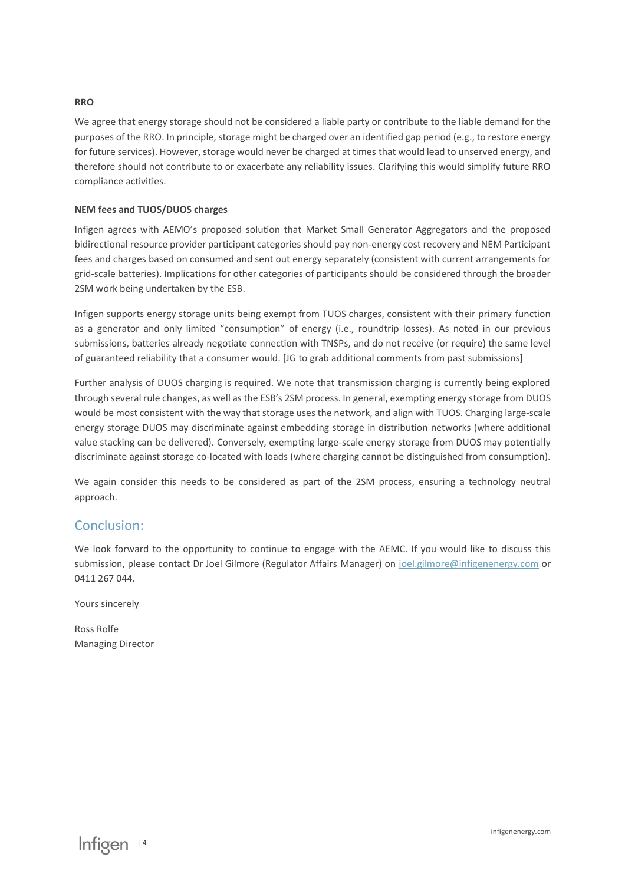**RRO**

We agree that energy storage should not be considered a liable party or contribute to the liable demand for the purposes of the RRO. In principle, storage might be charged over an identified gap period (e.g., to restore energy for future services). However, storage would never be charged at times that would lead to unserved energy, and therefore should not contribute to or exacerbate any reliability issues. Clarifying this would simplify future RRO compliance activities.

**NEM fees and TUOS/DUOS charges**

Infigen agrees with AEMO's proposed solution that Market Small Generator Aggregators and the proposed bidirectional resource provider participant categories should pay non-energy cost recovery and NEM Participant fees and charges based on consumed and sent out energy separately (consistent with current arrangements for grid-scale batteries). Implications for other categories of participants should be considered through the broader 2SM work being undertaken by the ESB.

Infigen supports energy storage units being exempt from TUOS charges, consistent with their primary function as a generator and only limited "consumption" of energy (i.e., roundtrip losses). As noted in our previous submissions, batteries already negotiate connection with TNSPs, and do not receive (or require) the same level of guaranteed reliability that a consumer would. [JG to grab additional comments from past submissions]

Further analysis of DUOS charging is required. We note that transmission charging is currently being explored through several rule changes, as well as the ESB's 2SM process. In general, exempting energy storage from DUOS would be most consistent with the way that storage uses the network, and align with TUOS. Charging large-scale energy storage DUOS may discriminate against embedding storage in distribution networks (where additional value stacking can be delivered). Conversely, exempting large-scale energy storage from DUOS may potentially discriminate against storage co-located with loads (where charging cannot be distinguished from consumption).

We again consider this needs to be considered as part of the 2SM process, ensuring a technology neutral approach.

## Conclusion:

We look forward to the opportunity to continue to engage with the AEMC. If you would like to discuss this submission, please contact Dr Joel Gilmore (Regulator Affairs Manager) on joel.gilmore@infigenenergy.com or 0411 267 044.

Yours sincerely

Ross Rolfe
Managing Director